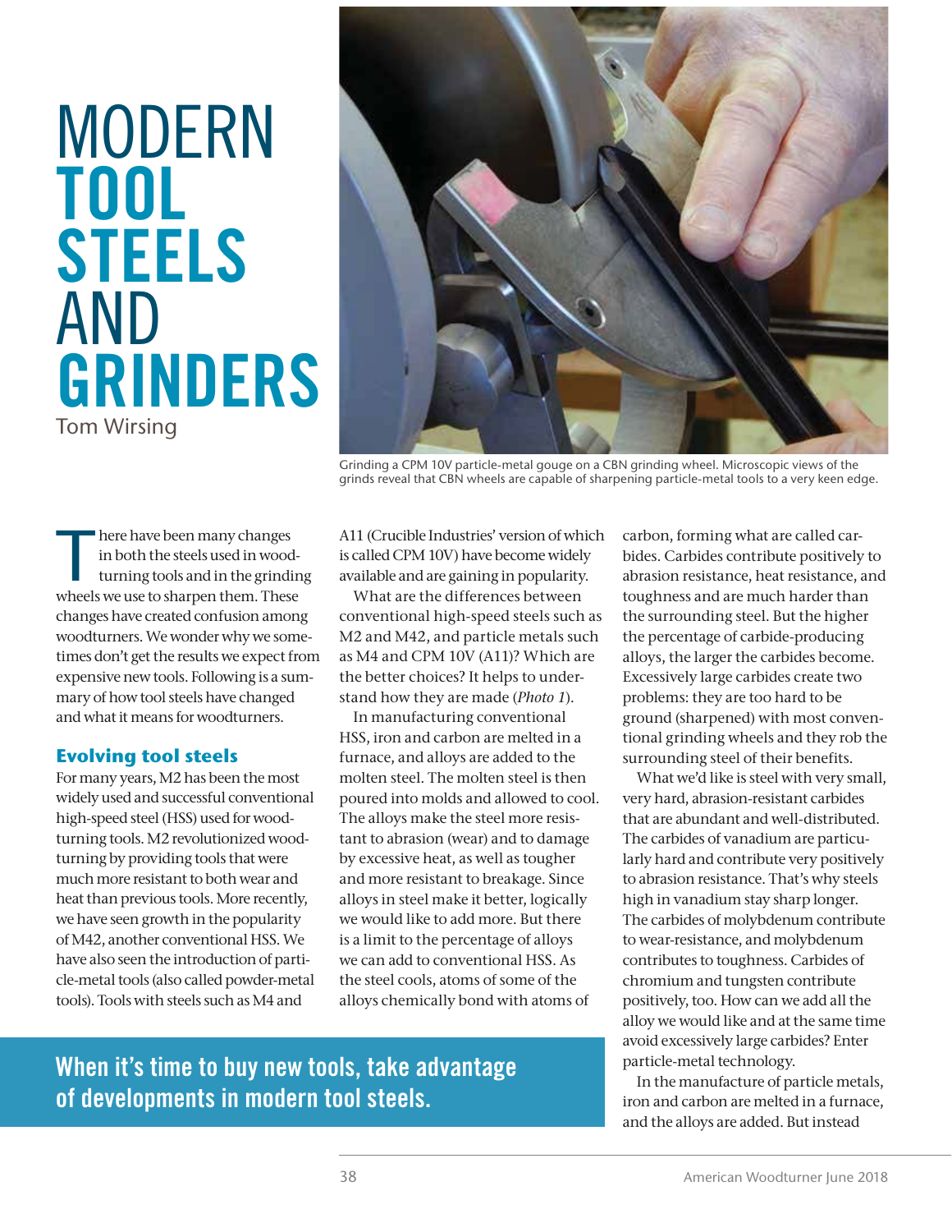# MODERN TOOL STEELS AND GRINDERS

Tom Wirsing

Grinding a CPM 10V particle-metal gouge on a CBN grinding wheel. Microscopic views of the grinds reveal that CBN wheels are capable of sharpening particle-metal tools to a very keen edge.

There have been many changes in both the steels used in woodturning tools and in the grinding wheels we use to sharpen them. These changes have created confusion among woodturners. We wonder why we sometimes don't get the results we expect from expensive new tools. Following is a summary of how tool steels have changed and what it means for woodturners.

## Evolving tool steels

For many years, M2 has been the most widely used and successful conventional high-speed steel (HSS) used for woodturning tools. M2 revolutionized woodturning by providing tools that were much more resistant to both wear and heat than previous tools. More recently, we have seen growth in the popularity of M42, another conventional HSS. We have also seen the introduction of particle-metal tools (also called powder-metal tools). Tools with steels such as M4 and A11 (Crucible Industries' version of which is called CPM 10V) have become widely available and are gaining in popularity.

What are the differences between conventional high-speed steels such as M2 and M42, and particle metals such as M4 and CPM 10V (A11)? Which are the better choices? It helps to understand how they are made (*Photo 1*).

In manufacturing conventional HSS, iron and carbon are melted in a furnace, and alloys are added to the molten steel. The molten steel is then poured into molds and allowed to cool. The alloys make the steel more resistant to abrasion (wear) and to damage by excessive heat, as well as tougher and more resistant to breakage. Since alloys in steel make it better, logically we would like to add more. But there is a limit to the percentage of alloys we can add to conventional HSS. As the steel cools, atoms of some of the alloys chemically bond with atoms of carbon, forming what are called carbides. Carbides contribute positively to abrasion resistance, heat resistance, and toughness and are much harder than the surrounding steel. But the higher the percentage of carbide-producing alloys, the larger the carbides become. Excessively large carbides create two problems: they are too hard to be ground (sharpened) with most conventional grinding wheels and they rob the surrounding steel of their benefits.

What we'd like is steel with very small, very hard, abrasion-resistant carbides that are abundant and well-distributed. The carbides of vanadium are particularly hard and contribute very positively to abrasion resistance. That's why steels high in vanadium stay sharp longer. The carbides of molybdenum contribute to wear-resistance, and molybdenum contributes to toughness. Carbides of chromium and tungsten contribute positively, too. How can we add all the alloy we would like and at the same time avoid excessively large carbides? Enter particle-metal technology.

In the manufacture of particle metals, iron and carbon are melted in a furnace, and the alloys are added. But instead

**When it's time to buy new tools, take advantage of developments in modern tool steels.**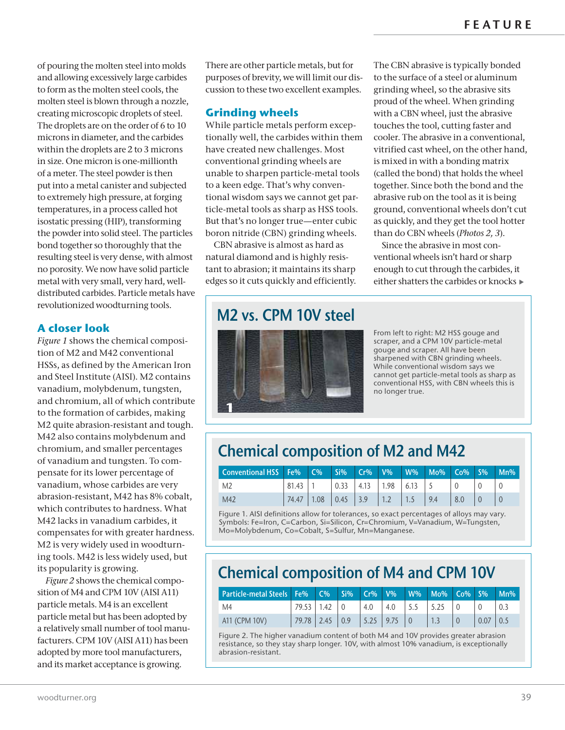of pouring the molten steel into molds and allowing excessively large carbides to form as the molten steel cools, the molten steel is blown through a nozzle, creating microscopic droplets of steel. The droplets are on the order of 6 to 10 microns in diameter, and the carbides within the droplets are 2 to 3 microns in size. One micron is one-millionth of a meter. The steel powder is then put into a metal canister and subjected to extremely high pressure, at forging temperatures, in a process called hot isostatic pressing (HIP), transforming the powder into solid steel. The particles bond together so thoroughly that the resulting steel is very dense, with almost no porosity. We now have solid particle metal with very small, very hard, well-distributed carbides. Particle metals have revolutionized woodturning tools.

## A closer look

*Figure 1* shows the chemical composition of M2 and M42 conventional HSSs, as defined by the American Iron and Steel Institute (AISI). M2 contains vanadium, molybdenum, tungsten, and chromium, all of which contribute to the formation of carbides, making M2 quite abrasion-resistant and tough. M42 also contains molybdenum and chromium, and smaller percentages of vanadium and tungsten. To compensate for its lower percentage of vanadium, whose carbides are very abrasion-resistant, M42 has 8% cobalt, which contributes to hardness. What M42 lacks in vanadium carbides, it compensates for with greater hardness. M2 is very widely used in woodturning tools. M42 is less widely used, but its popularity is growing.

*Figure 2* shows the chemical composition of M4 and CPM 10V (AISI A11) particle metals. M4 is an excellent particle metal but has been adopted by a relatively small number of tool manufacturers. CPM 10V (AISI A11) has been adopted by more tool manufacturers, and its market acceptance is growing.

There are other particle metals, but for purposes of brevity, we will limit our discussion to these two excellent examples.

## Grinding wheels

While particle metals perform exceptionally well, the carbides within them have created new challenges. Most conventional grinding wheels are unable to sharpen particle-metal tools to a keen edge. That's why conventional wisdom says we cannot get particle-metal tools as sharp as HSS tools. But that's no longer true—enter cubic boron nitride (CBN) grinding wheels.

CBN abrasive is almost as hard as natural diamond and is highly resistant to abrasion; it maintains its sharp edges so it cuts quickly and efficiently.

The CBN abrasive is typically bonded to the surface of a steel or aluminum grinding wheel, so the abrasive sits proud of the wheel. When grinding with a CBN wheel, just the abrasive touches the tool, cutting faster and cooler. The abrasive in a conventional, vitrified cast wheel, on the other hand, is mixed in with a bonding matrix (called the bond) that holds the wheel together. Since both the bond and the abrasive rub on the tool as it is being ground, conventional wheels don't cut as quickly, and they get the tool hotter than do CBN wheels (*Photos 2, 3*).

Since the abrasive in most conventional wheels isn't hard or sharp enough to cut through the carbides, it either shatters the carbides or knocks ▸

## M2 vs. CPM 10V steel

From left to right: M2 HSS gouge and scraper, and a CPM 10V particle-metal gouge and scraper. All have been sharpened with CBN grinding wheels. While conventional wisdom says we cannot get particle-metal tools as sharp as conventional HSS, with CBN wheels this is no longer true.

## Chemical composition of M2 and M42

| Conventional HSS | Fe% | C% | Si% | Cr% | V% | W% | Mo% | Co% | S% | Mn% |
|---|---|---|---|---|---|---|---|---|---|---|
| M2 | 81.43 | 1 | 0.33 | 4.13 | 1.98 | 6.13 | 5 | 0 | 0 | 0 |
| M42 | 74.47 | 1.08 | 0.45 | 3.9 | 1.2 | 1.5 | 9.4 | 8.0 | 0 | 0 |

Figure 1. AISI definitions allow for tolerances, so exact percentages of alloys may vary. Symbols: Fe=Iron, C=Carbon, Si=Silicon, Cr=Chromium, V=Vanadium, W=Tungsten, Mo=Molybdenum, Co=Cobalt, S=Sulfur, Mn=Manganese.

## Chemical composition of M4 and CPM 10V

| Particle-metal Steels | Fe% | C% | Si% | Cr% | V% | W% | Mo% | Co% | S% | Mn% |
|---|---|---|---|---|---|---|---|---|---|---|
| M4 | 79.53 | 1.42 | 0 | 4.0 | 4.0 | 5.5 | 5.25 | 0 | 0 | 0.3 |
| A11 (CPM 10V) | 79.78 | 2.45 | 0.9 | 5.25 | 9.75 | 0 | 1.3 | 0 | 0.07 | 0.5 |

Figure 2. The higher vanadium content of both M4 and 10V provides greater abrasion resistance, so they stay sharp longer. 10V, with almost 10% vanadium, is exceptionally abrasion-resistant.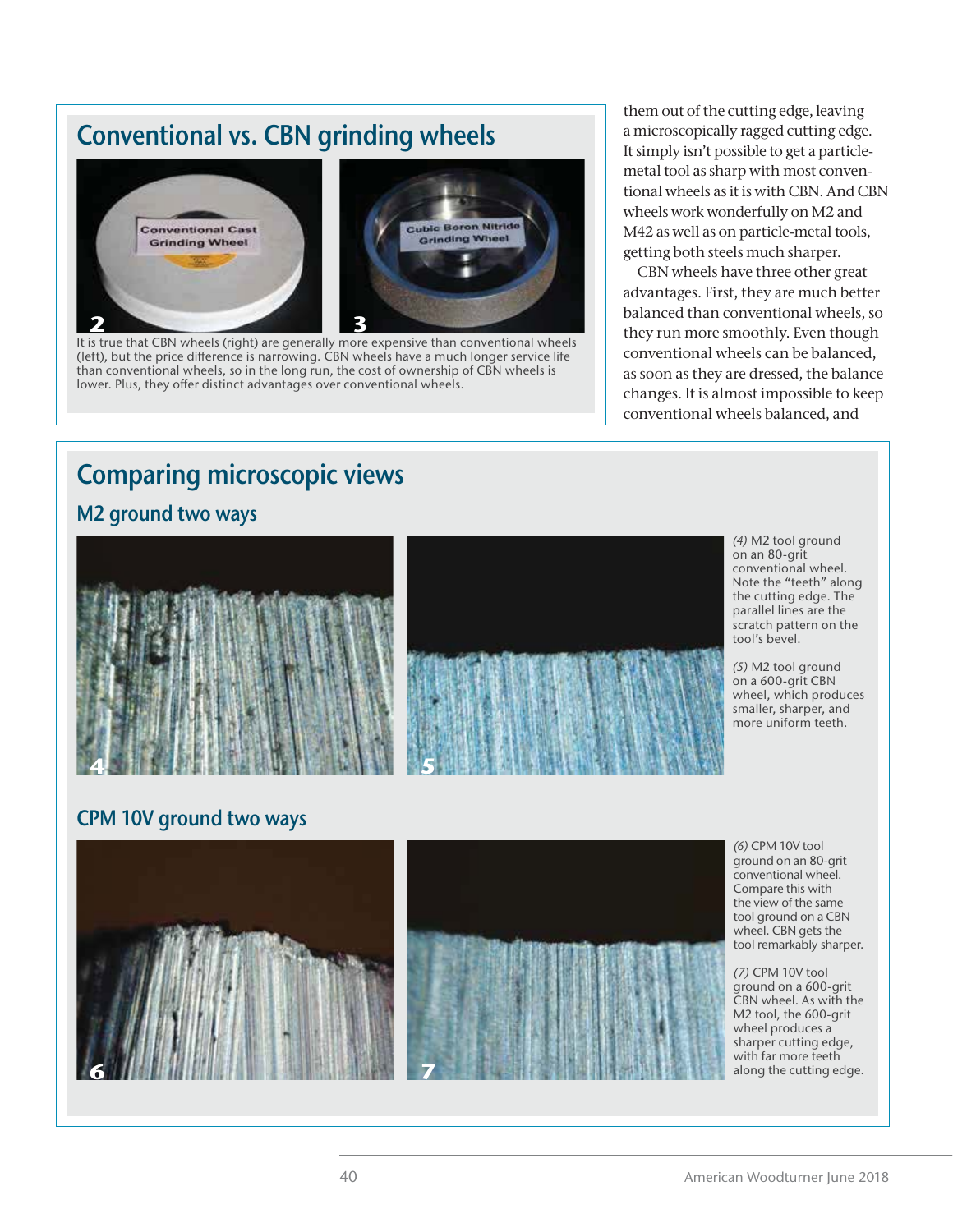## Conventional vs. CBN grinding wheels

It is true that CBN wheels (right) are generally more expensive than conventional wheels (left), but the price difference is narrowing. CBN wheels have a much longer service life than conventional wheels, so in the long run, the cost of ownership of CBN wheels is lower. Plus, they offer distinct advantages over conventional wheels.

them out of the cutting edge, leaving a microscopically ragged cutting edge. It simply isn't possible to get a particle-metal tool as sharp with most conventional wheels as it is with CBN. And CBN wheels work wonderfully on M2 and M42 as well as on particle-metal tools, getting both steels much sharper.

CBN wheels have three other great advantages. First, they are much better balanced than conventional wheels, so they run more smoothly. Even though conventional wheels can be balanced, as soon as they are dressed, the balance changes. It is almost impossible to keep conventional wheels balanced, and

## Comparing microscopic views

### M2 ground two ways

*(4)* M2 tool ground on an 80-grit conventional wheel. Note the "teeth" along the cutting edge. The parallel lines are the scratch pattern on the tool's bevel.

*(5)* M2 tool ground on a 600-grit CBN wheel, which produces smaller, sharper, and more uniform teeth.

### CPM 10V ground two ways

*(6)* CPM 10V tool ground on an 80-grit conventional wheel. Compare this with the view of the same tool ground on a CBN wheel. CBN gets the tool remarkably sharper.

*(7)* CPM 10V tool ground on a 600-grit CBN wheel. As with the M2 tool, the 600-grit wheel produces a sharper cutting edge, with far more teeth along the cutting edge.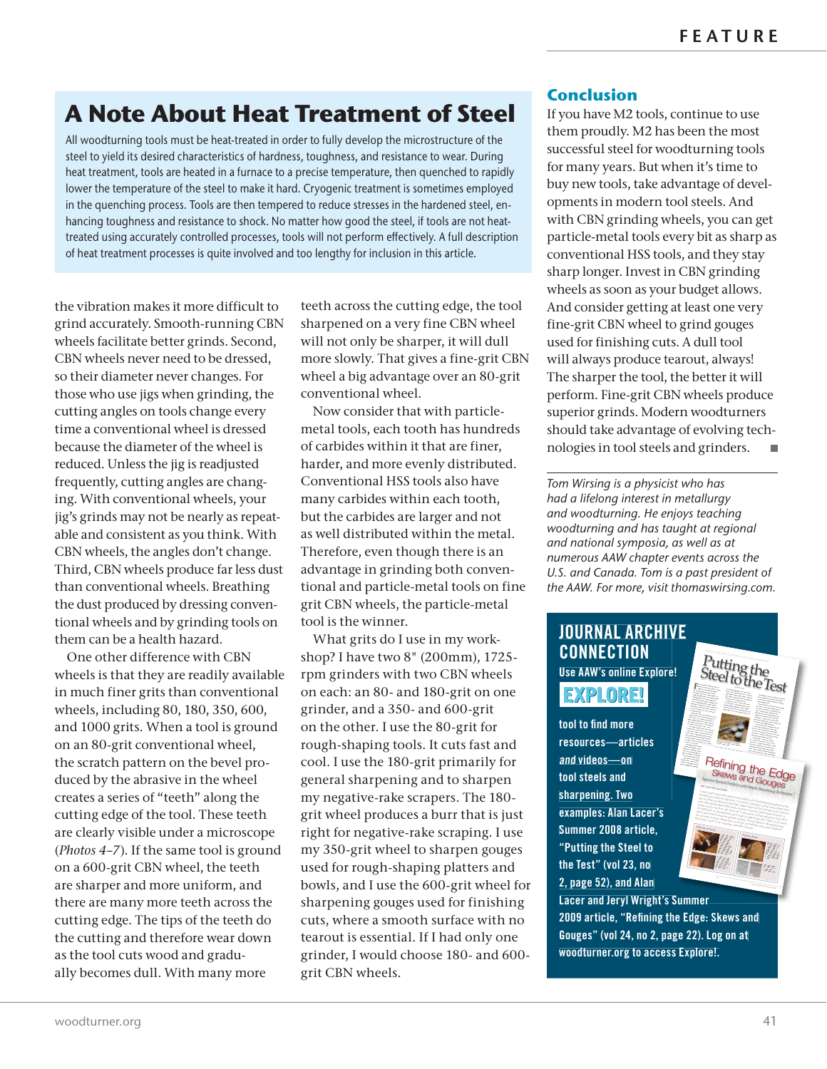## A Note About Heat Treatment of Steel

All woodturning tools must be heat-treated in order to fully develop the microstructure of the steel to yield its desired characteristics of hardness, toughness, and resistance to wear. During heat treatment, tools are heated in a furnace to a precise temperature, then quenched to rapidly lower the temperature of the steel to make it hard. Cryogenic treatment is sometimes employed in the quenching process. Tools are then tempered to reduce stresses in the hardened steel, enhancing toughness and resistance to shock. No matter how good the steel, if tools are not heat-treated using accurately controlled processes, tools will not perform effectively. A full description of heat treatment processes is quite involved and too lengthy for inclusion in this article.

the vibration makes it more difficult to grind accurately. Smooth-running CBN wheels facilitate better grinds. Second, CBN wheels never need to be dressed, so their diameter never changes. For those who use jigs when grinding, the cutting angles on tools change every time a conventional wheel is dressed because the diameter of the wheel is reduced. Unless the jig is readjusted frequently, cutting angles are changing. With conventional wheels, your jig's grinds may not be nearly as repeatable and consistent as you think. With CBN wheels, the angles don't change. Third, CBN wheels produce far less dust than conventional wheels. Breathing the dust produced by dressing conventional wheels and by grinding tools on them can be a health hazard.

One other difference with CBN wheels is that they are readily available in much finer grits than conventional wheels, including 80, 180, 350, 600, and 1000 grits. When a tool is ground on an 80-grit conventional wheel, the scratch pattern on the bevel produced by the abrasive in the wheel creates a series of "teeth" along the cutting edge of the tool. These teeth are clearly visible under a microscope (*Photos 4–7*). If the same tool is ground on a 600-grit CBN wheel, the teeth are sharper and more uniform, and there are many more teeth across the cutting edge. The tips of the teeth do the cutting and therefore wear down as the tool cuts wood and gradually becomes dull. With many more teeth across the cutting edge, the tool sharpened on a very fine CBN wheel will not only be sharper, it will dull more slowly. That gives a fine-grit CBN wheel a big advantage over an 80-grit conventional wheel.

Now consider that with particle-metal tools, each tooth has hundreds of carbides within it that are finer, harder, and more evenly distributed. Conventional HSS tools also have many carbides within each tooth, but the carbides are larger and not as well distributed within the metal. Therefore, even though there is an advantage in grinding both conventional and particle-metal tools on fine grit CBN wheels, the particle-metal tool is the winner.

What grits do I use in my workshop? I have two 8" (200mm), 1725-rpm grinders with two CBN wheels on each: an 80- and 180-grit on one grinder, and a 350- and 600-grit on the other. I use the 80-grit for rough-shaping tools. It cuts fast and cool. I use the 180-grit primarily for general sharpening and to sharpen my negative-rake scrapers. The 180-grit wheel produces a burr that is just right for negative-rake scraping. I use my 350-grit wheel to sharpen gouges used for rough-shaping platters and bowls, and I use the 600-grit wheel for sharpening gouges used for finishing cuts, where a smooth surface with no tearout is essential. If I had only one grinder, I would choose 180- and 600-grit CBN wheels.

## Conclusion

If you have M2 tools, continue to use them proudly. M2 has been the most successful steel for woodturning tools for many years. But when it's time to buy new tools, take advantage of developments in modern tool steels. And with CBN grinding wheels, you can get particle-metal tools every bit as sharp as conventional HSS tools, and they stay sharp longer. Invest in CBN grinding wheels as soon as your budget allows. And consider getting at least one very fine-grit CBN wheel to grind gouges used for finishing cuts. A dull tool will always produce tearout, always! The sharper the tool, the better it will perform. Fine-grit CBN wheels produce superior grinds. Modern woodturners should take advantage of evolving technologies in tool steels and grinders.

*Tom Wirsing is a physicist who has had a lifelong interest in metallurgy and woodturning. He enjoys teaching woodturning and has taught at regional and national symposia, as well as at numerous AAW chapter events across the U.S. and Canada. Tom is a past president of the AAW. For more, visit thomaswirsing.com.*

### JOURNAL ARCHIVE CONNECTION

Use AAW's online **EXPLORE!** tool to find more resources—articles *and* videos—on tool steels and sharpening. Two examples: Alan Lacer's Summer 2008 article, "Putting the Steel to the Test" (vol 23, no 2, page 52), and Alan Lacer and Jeryl Wright's Summer 2009 article, "Refining the Edge: Skews and Gouges" (vol 24, no 2, page 22). Log on at woodturner.org to access Explore!.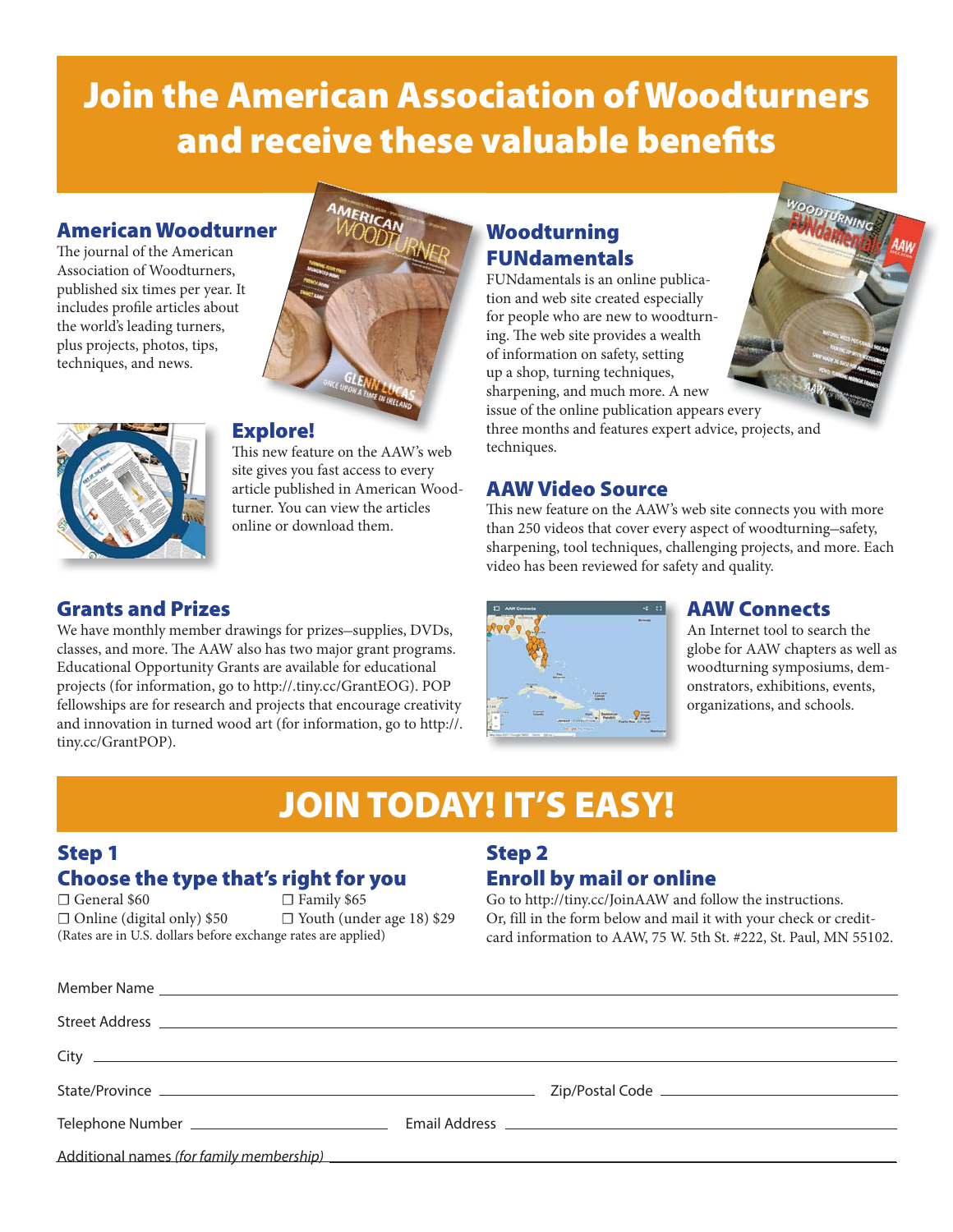# Join the American Association of Woodturners and receive these valuable benefits

## American Woodturner

The journal of the American Association of Woodturners, published six times per year. It includes profile articles about the world's leading turners, plus projects, photos, tips, techniques, and news.

## Explore!

This new feature on the AAW's web site gives you fast access to every article published in American Woodturner. You can view the articles online or download them.

## Woodturning FUNdamentals

FUNdamentals is an online publication and web site created especially for people who are new to woodturning. The web site provides a wealth of information on safety, setting up a shop, turning techniques, sharpening, and much more. A new issue of the online publication appears every three months and features expert advice, projects, and techniques.

## AAW Video Source

This new feature on the AAW's web site connects you with more than 250 videos that cover every aspect of woodturning–safety, sharpening, tool techniques, challenging projects, and more. Each video has been reviewed for safety and quality.

## Grants and Prizes

We have monthly member drawings for prizes–supplies, DVDs, classes, and more. The AAW also has two major grant programs. Educational Opportunity Grants are available for educational projects (for information, go to http://.tiny.cc/GrantEOG). POP fellowships are for research and projects that encourage creativity and innovation in turned wood art (for information, go to http://.tiny.cc/GrantPOP).

## AAW Connects

An Internet tool to search the globe for AAW chapters as well as woodturning symposiums, demonstrators, exhibitions, events, organizations, and schools.

# JOIN TODAY! IT'S EASY!

## Step 1
## Choose the type that's right for you

☐ General $60
☐ Family $65
☐ Online (digital only) $50
☐ Youth (under age 18) $29

(Rates are in U.S. dollars before exchange rates are applied)

## Step 2
## Enroll by mail or online

Go to http://tiny.cc/JoinAAW and follow the instructions. Or, fill in the form below and mail it with your check or credit-card information to AAW, 75 W. 5th St. #222, St. Paul, MN 55102.

Member Name ____________________

Street Address ____________________

City ____________________

State/Province ____________________ Zip/Postal Code ____________________

Telephone Number ____________________ Email Address ____________________

Additional names *(for family membership)* ____________________